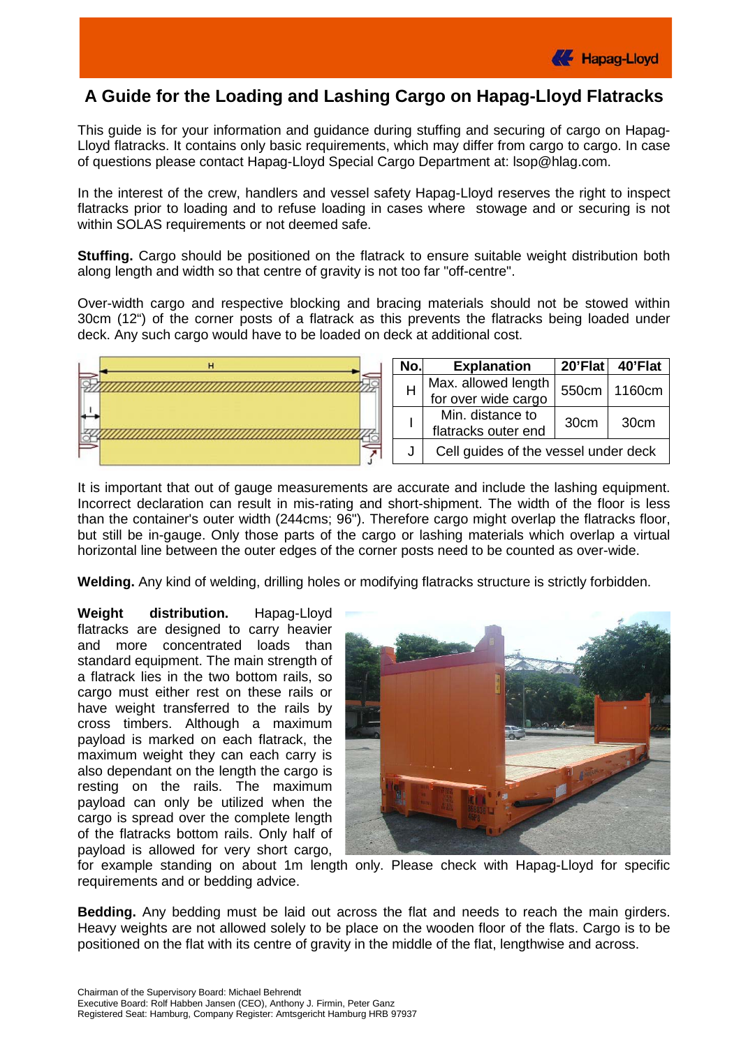# A Guide for the Loading and Lashing Cargo on Hapag-Lloyd Flatracks

This guide is for your information and guidance during stuffing and securing of cargo on Hapag-Lloyd flatracks. It contains only basic requirements, which may differ from cargo to cargo. In case of questions please contact Hapag-Lloyd Special Cargo Department at: lsop@hlag.com.

In the interest of the crew, handlers and vessel safety Hapag-Lloyd reserves the right to inspect flatracks prior to loading and to refuse loading in cases where stowage and or securing is not within SOLAS requirements or not deemed safe.

**Stuffing.** Cargo should be positioned on the flatrack to ensure suitable weight distribution both along length and width so that centre of gravity is not too far "off-centre".

Over-width cargo and respective blocking and bracing materials should not be stowed within 30cm (12") of the corner posts of a flatrack as this prevents the flatracks being loaded under deck. Any such cargo would have to be loaded on deck at additional cost.

| No. | Explanation | 20'Flat | 40'Flat |
|---|---|---|---|
| H | Max. allowed length for over wide cargo | 550cm | 1160cm |
| I | Min. distance to flatracks outer end | 30cm | 30cm |
| J | Cell guides of the vessel under deck | | |

It is important that out of gauge measurements are accurate and include the lashing equipment. Incorrect declaration can result in mis-rating and short-shipment. The width of the floor is less than the container's outer width (244cms; 96"). Therefore cargo might overlap the flatracks floor, but still be in-gauge. Only those parts of the cargo or lashing materials which overlap a virtual horizontal line between the outer edges of the corner posts need to be counted as over-wide.

**Welding.** Any kind of welding, drilling holes or modifying flatracks structure is strictly forbidden.

**Weight distribution.** Hapag-Lloyd flatracks are designed to carry heavier and more concentrated loads than standard equipment. The main strength of a flatrack lies in the two bottom rails, so cargo must either rest on these rails or have weight transferred to the rails by cross timbers. Although a maximum payload is marked on each flatrack, the maximum weight they can each carry is also dependant on the length the cargo is resting on the rails. The maximum payload can only be utilized when the cargo is spread over the complete length of the flatracks bottom rails. Only half of payload is allowed for very short cargo, for example standing on about 1m length only. Please check with Hapag-Lloyd for specific requirements and or bedding advice.

**Bedding.** Any bedding must be laid out across the flat and needs to reach the main girders. Heavy weights are not allowed solely to be place on the wooden floor of the flats. Cargo is to be positioned on the flat with its centre of gravity in the middle of the flat, lengthwise and across.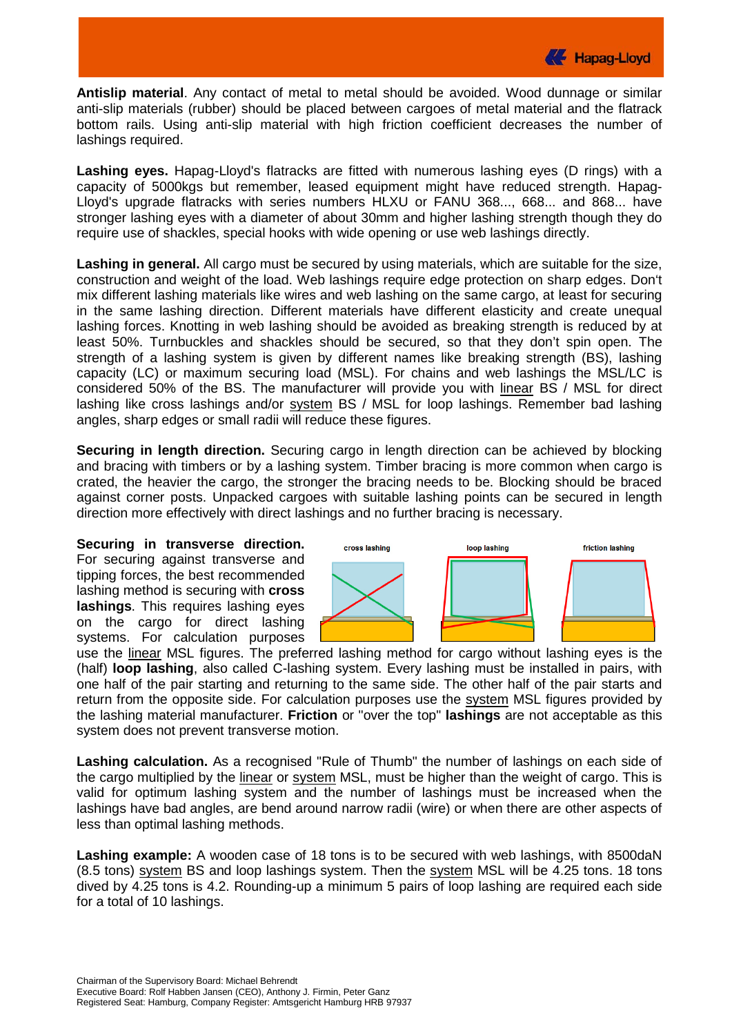**Antislip material**. Any contact of metal to metal should be avoided. Wood dunnage or similar anti-slip materials (rubber) should be placed between cargoes of metal material and the flatrack bottom rails. Using anti-slip material with high friction coefficient decreases the number of lashings required.

**Lashing eyes.** Hapag-Lloyd's flatracks are fitted with numerous lashing eyes (D rings) with a capacity of 5000kgs but remember, leased equipment might have reduced strength. Hapag-Lloyd's upgrade flatracks with series numbers HLXU or FANU 368..., 668... and 868... have stronger lashing eyes with a diameter of about 30mm and higher lashing strength though they do require use of shackles, special hooks with wide opening or use web lashings directly.

**Lashing in general.** All cargo must be secured by using materials, which are suitable for the size, construction and weight of the load. Web lashings require edge protection on sharp edges. Don't mix different lashing materials like wires and web lashing on the same cargo, at least for securing in the same lashing direction. Different materials have different elasticity and create unequal lashing forces. Knotting in web lashing should be avoided as breaking strength is reduced by at least 50%. Turnbuckles and shackles should be secured, so that they don't spin open. The strength of a lashing system is given by different names like breaking strength (BS), lashing capacity (LC) or maximum securing load (MSL). For chains and web lashings the MSL/LC is considered 50% of the BS. The manufacturer will provide you with linear BS / MSL for direct lashing like cross lashings and/or system BS / MSL for loop lashings. Remember bad lashing angles, sharp edges or small radii will reduce these figures.

**Securing in length direction.** Securing cargo in length direction can be achieved by blocking and bracing with timbers or by a lashing system. Timber bracing is more common when cargo is crated, the heavier the cargo, the stronger the bracing needs to be. Blocking should be braced against corner posts. Unpacked cargoes with suitable lashing points can be secured in length direction more effectively with direct lashings and no further bracing is necessary.

**Securing in transverse direction.** For securing against transverse and tipping forces, the best recommended lashing method is securing with **cross lashings**. This requires lashing eyes on the cargo for direct lashing systems. For calculation purposes use the linear MSL figures. The preferred lashing method for cargo without lashing eyes is the (half) **loop lashing**, also called C-lashing system. Every lashing must be installed in pairs, with one half of the pair starting and returning to the same side. The other half of the pair starts and return from the opposite side. For calculation purposes use the system MSL figures provided by the lashing material manufacturer. **Friction** or "over the top" **lashings** are not acceptable as this system does not prevent transverse motion.

cross lashing

loop lashing

friction lashing

**Lashing calculation.** As a recognised "Rule of Thumb" the number of lashings on each side of the cargo multiplied by the linear or system MSL, must be higher than the weight of cargo. This is valid for optimum lashing system and the number of lashings must be increased when the lashings have bad angles, are bend around narrow radii (wire) or when there are other aspects of less than optimal lashing methods.

**Lashing example:** A wooden case of 18 tons is to be secured with web lashings, with 8500daN (8.5 tons) system BS and loop lashings system. Then the system MSL will be 4.25 tons. 18 tons dived by 4.25 tons is 4.2. Rounding-up a minimum 5 pairs of loop lashing are required each side for a total of 10 lashings.

Chairman of the Supervisory Board: Michael Behrendt
Executive Board: Rolf Habben Jansen (CEO), Anthony J. Firmin, Peter Ganz
Registered Seat: Hamburg, Company Register: Amtsgericht Hamburg HRB 97937